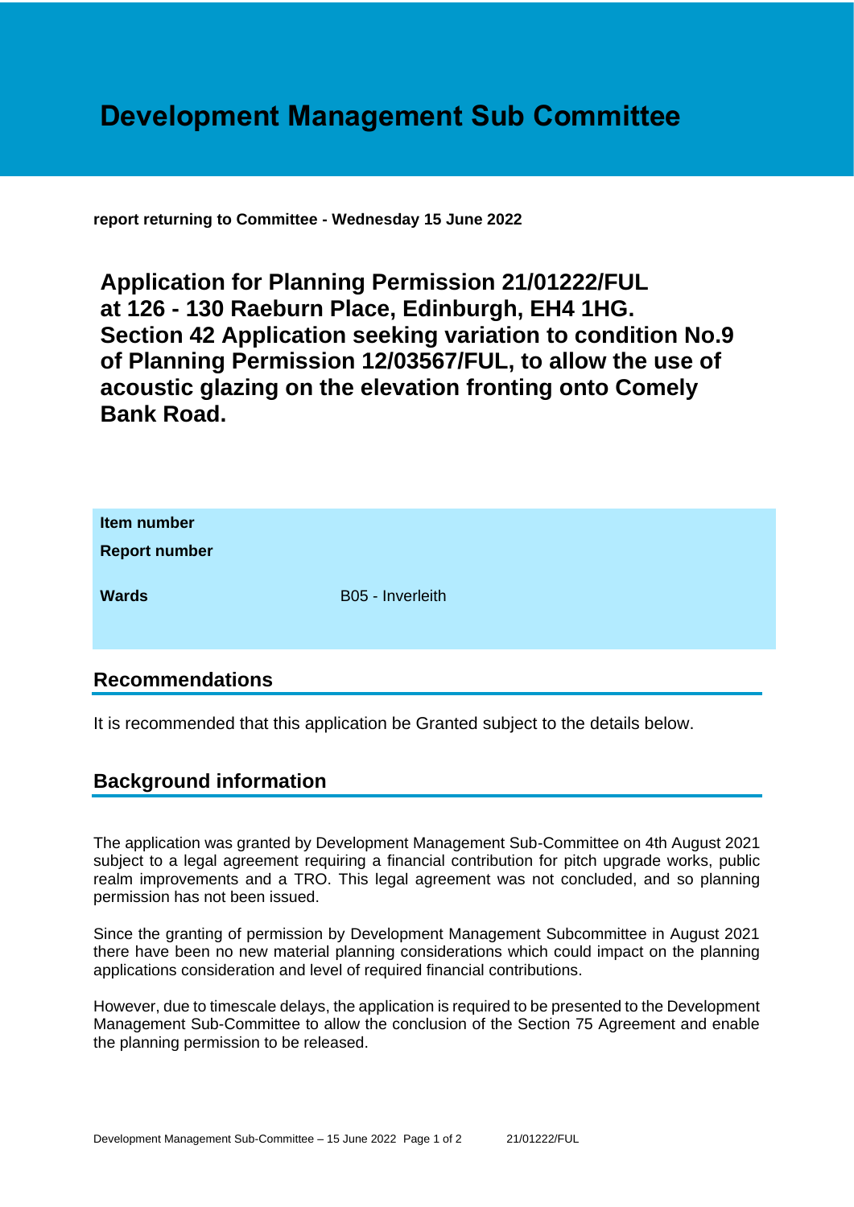# Development Management Sub Committee

**report returning to Committee - Wednesday 15 June 2022**

## Application for Planning Permission 21/01222/FUL at 126 - 130 Raeburn Place, Edinburgh, EH4 1HG. Section 42 Application seeking variation to condition No.9 of Planning Permission 12/03567/FUL, to allow the use of acoustic glazing on the elevation fronting onto Comely Bank Road.

| | |
|---|---|
| **Item number** | |
| **Report number** | |
| **Wards** | B05 - Inverleith |

## Recommendations

It is recommended that this application be Granted subject to the details below.

## Background information

The application was granted by Development Management Sub-Committee on 4th August 2021 subject to a legal agreement requiring a financial contribution for pitch upgrade works, public realm improvements and a TRO. This legal agreement was not concluded, and so planning permission has not been issued.

Since the granting of permission by Development Management Subcommittee in August 2021 there have been no new material planning considerations which could impact on the planning applications consideration and level of required financial contributions.

However, due to timescale delays, the application is required to be presented to the Development Management Sub-Committee to allow the conclusion of the Section 75 Agreement and enable the planning permission to be released.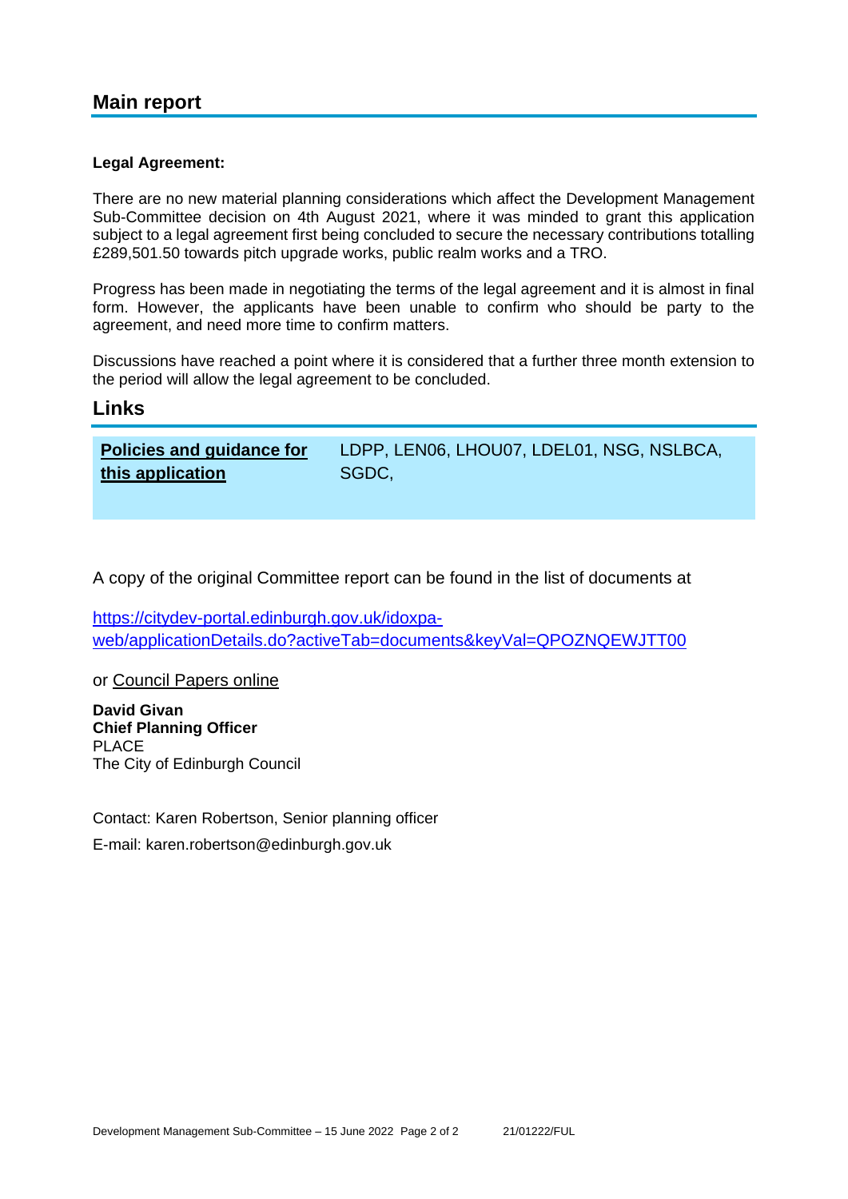## Main report

**Legal Agreement:**

There are no new material planning considerations which affect the Development Management Sub-Committee decision on 4th August 2021, where it was minded to grant this application subject to a legal agreement first being concluded to secure the necessary contributions totalling £289,501.50 towards pitch upgrade works, public realm works and a TRO.

Progress has been made in negotiating the terms of the legal agreement and it is almost in final form. However, the applicants have been unable to confirm who should be party to the agreement, and need more time to confirm matters.

Discussions have reached a point where it is considered that a further three month extension to the period will allow the legal agreement to be concluded.

## Links

| | |
|---|---|
| **Policies and guidance for this application** | LDPP, LEN06, LHOU07, LDEL01, NSG, NSLBCA, SGDC, |

A copy of the original Committee report can be found in the list of documents at

https://citydev-portal.edinburgh.gov.uk/idoxpa-web/applicationDetails.do?activeTab=documents&keyVal=QPOZNQEWJTT00

or Council Papers online

**David Givan**
**Chief Planning Officer**
PLACE
The City of Edinburgh Council

Contact: Karen Robertson, Senior planning officer

E-mail: karen.robertson@edinburgh.gov.uk